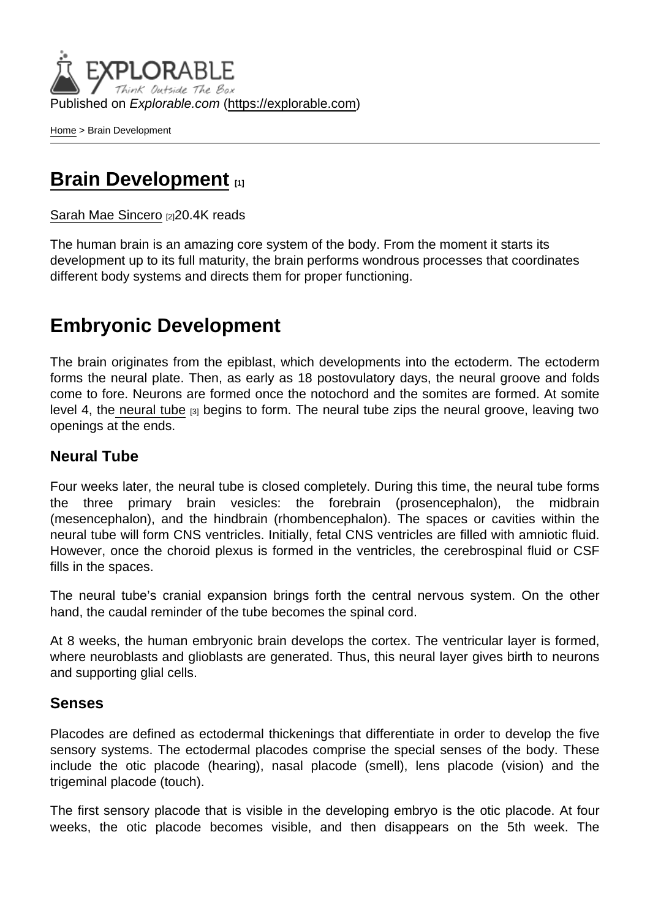Published on *Explorable.com* (https://explorable.com)

Home > Brain Development

# Brain Development [1]

Sarah Mae Sincero [2]20.4K reads

The human brain is an amazing core system of the body. From the moment it starts its development up to its full maturity, the brain performs wondrous processes that coordinates different body systems and directs them for proper functioning.

## Embryonic Development

The brain originates from the epiblast, which developments into the ectoderm. The ectoderm forms the neural plate. Then, as early as 18 postovulatory days, the neural groove and folds come to fore. Neurons are formed once the notochord and the somites are formed. At somite level 4, the neural tube [3] begins to form. The neural tube zips the neural groove, leaving two openings at the ends.

### Neural Tube

Four weeks later, the neural tube is closed completely. During this time, the neural tube forms the three primary brain vesicles: the forebrain (prosencephalon), the midbrain (mesencephalon), and the hindbrain (rhombencephalon). The spaces or cavities within the neural tube will form CNS ventricles. Initially, fetal CNS ventricles are filled with amniotic fluid. However, once the choroid plexus is formed in the ventricles, the cerebrospinal fluid or CSF fills in the spaces.

The neural tube's cranial expansion brings forth the central nervous system. On the other hand, the caudal reminder of the tube becomes the spinal cord.

At 8 weeks, the human embryonic brain develops the cortex. The ventricular layer is formed, where neuroblasts and glioblasts are generated. Thus, this neural layer gives birth to neurons and supporting glial cells.

### Senses

Placodes are defined as ectodermal thickenings that differentiate in order to develop the five sensory systems. The ectodermal placodes comprise the special senses of the body. These include the otic placode (hearing), nasal placode (smell), lens placode (vision) and the trigeminal placode (touch).

The first sensory placode that is visible in the developing embryo is the otic placode. At four weeks, the otic placode becomes visible, and then disappears on the 5th week. The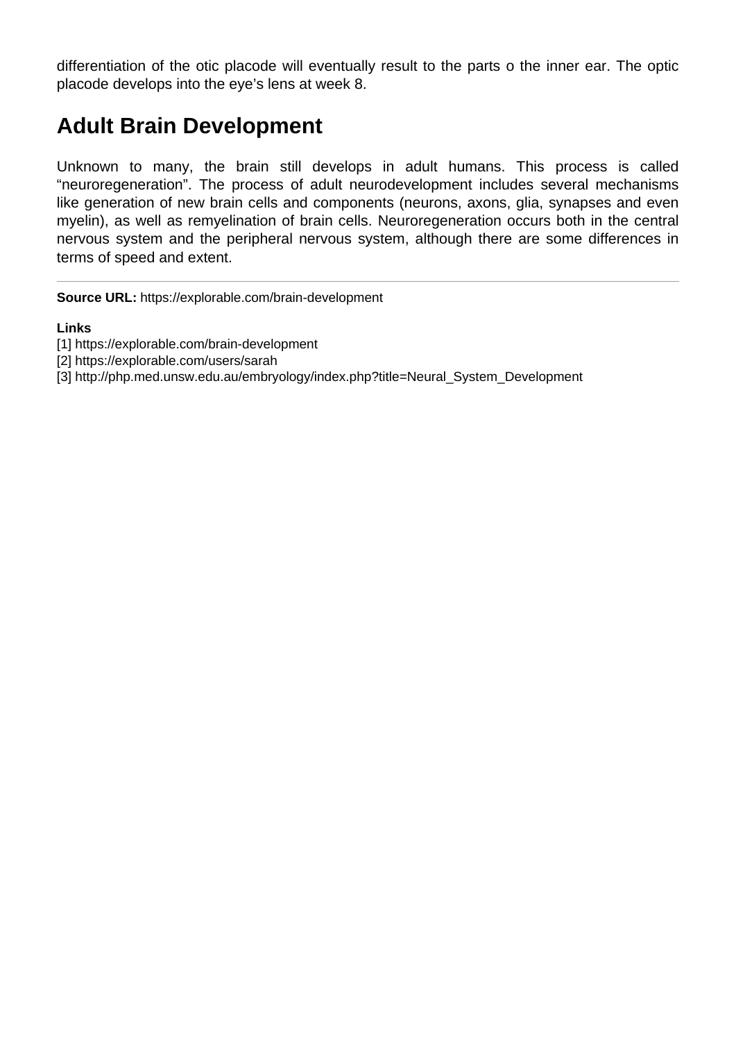differentiation of the otic placode will eventually result to the parts o the inner ear. The optic placode develops into the eye's lens at week 8.

## Adult Brain Development

Unknown to many, the brain still develops in adult humans. This process is called "neuroregeneration". The process of adult neurodevelopment includes several mechanisms like generation of new brain cells and components (neurons, axons, glia, synapses and even myelin), as well as remyelination of brain cells. Neuroregeneration occurs both in the central nervous system and the peripheral nervous system, although there are some differences in terms of speed and extent.

---

**Source URL:** https://explorable.com/brain-development

**Links**

[1] https://explorable.com/brain-development
[2] https://explorable.com/users/sarah
[3] http://php.med.unsw.edu.au/embryology/index.php?title=Neural_System_Development